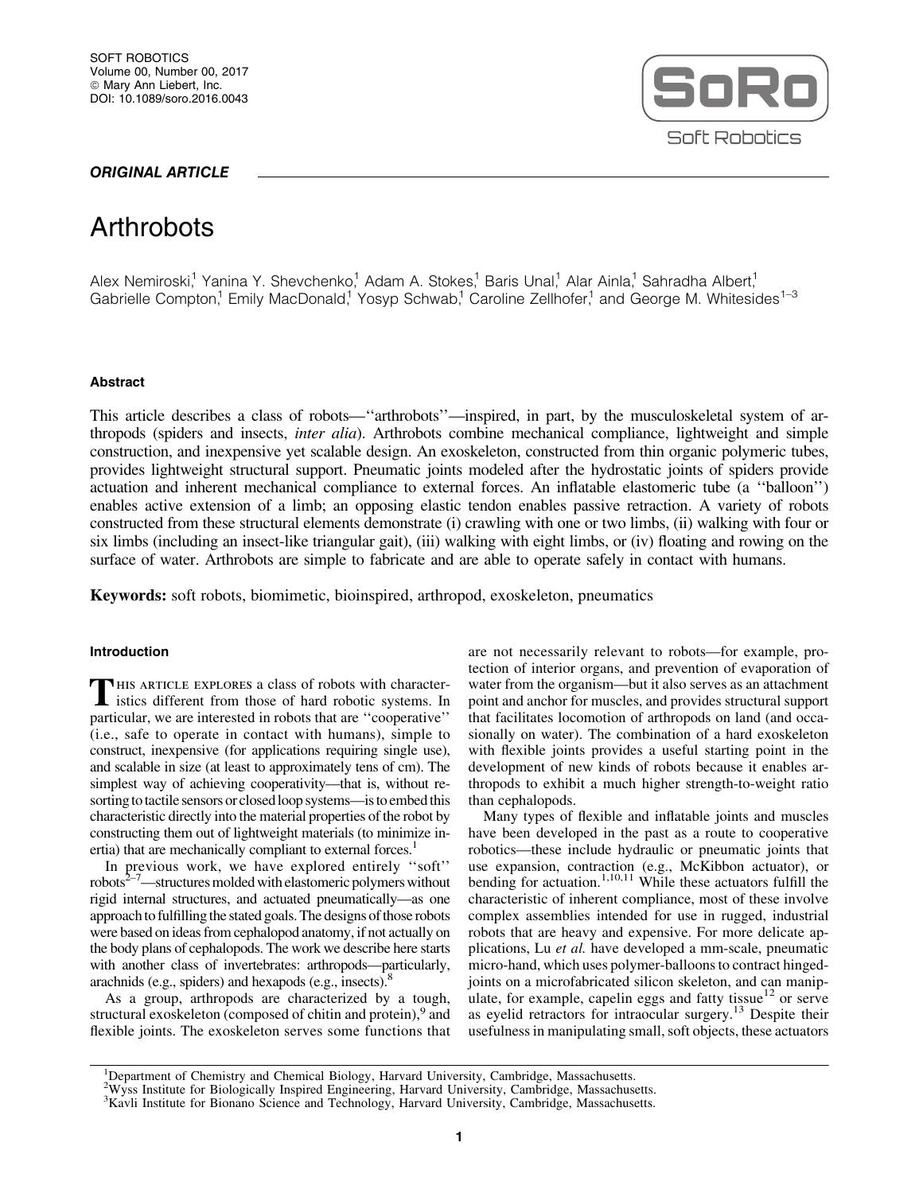ORIGINAL ARTICLE

# Arthrobots

Alex Nemiroski,[1] Yanina Y. Shevchenko,[1] Adam A. Stokes,[1] Baris Unal,[1] Alar Ainla,[1] Sahradha Albert,[1] Gabrielle Compton,[1] Emily MacDonald,[1] Yosyp Schwab,[1] Caroline Zellhofer,[1] and George M. Whitesides[1–3]

## Abstract

This article describes a class of robots—''arthrobots''—inspired, in part, by the musculoskeletal system of arthropods (spiders and insects, *inter alia*). Arthrobots combine mechanical compliance, lightweight and simple construction, and inexpensive yet scalable design. An exoskeleton, constructed from thin organic polymeric tubes, provides lightweight structural support. Pneumatic joints modeled after the hydrostatic joints of spiders provide actuation and inherent mechanical compliance to external forces. An inflatable elastomeric tube (a ''balloon'') enables active extension of a limb; an opposing elastic tendon enables passive retraction. A variety of robots constructed from these structural elements demonstrate (i) crawling with one or two limbs, (ii) walking with four or six limbs (including an insect-like triangular gait), (iii) walking with eight limbs, or (iv) floating and rowing on the surface of water. Arthrobots are simple to fabricate and are able to operate safely in contact with humans.

**Keywords:** soft robots, biomimetic, bioinspired, arthropod, exoskeleton, pneumatics

## Introduction

This article explores a class of robots with characteristics different from those of hard robotic systems. In particular, we are interested in robots that are ''cooperative'' (i.e., safe to operate in contact with humans), simple to construct, inexpensive (for applications requiring single use), and scalable in size (at least to approximately tens of cm). The simplest way of achieving cooperativity—that is, without resorting to tactile sensors or closed loop systems—is to embed this characteristic directly into the material properties of the robot by constructing them out of lightweight materials (to minimize inertia) that are mechanically compliant to external forces.[1]

In previous work, we have explored entirely ''soft'' robots[2–7]—structures molded with elastomeric polymers without rigid internal structures, and actuated pneumatically—as one approach to fulfilling the stated goals. The designs of those robots were based on ideas from cephalopod anatomy, if not actually on the body plans of cephalopods. The work we describe here starts with another class of invertebrates: arthropods—particularly, arachnids (e.g., spiders) and hexapods (e.g., insects).[8]

As a group, arthropods are characterized by a tough, structural exoskeleton (composed of chitin and protein),[9] and flexible joints. The exoskeleton serves some functions that are not necessarily relevant to robots—for example, protection of interior organs, and prevention of evaporation of water from the organism—but it also serves as an attachment point and anchor for muscles, and provides structural support that facilitates locomotion of arthropods on land (and occasionally on water). The combination of a hard exoskeleton with flexible joints provides a useful starting point in the development of new kinds of robots because it enables arthropods to exhibit a much higher strength-to-weight ratio than cephalopods.

Many types of flexible and inflatable joints and muscles have been developed in the past as a route to cooperative robotics—these include hydraulic or pneumatic joints that use expansion, contraction (e.g., McKibbon actuator), or bending for actuation.[1,10,11] While these actuators fulfill the characteristic of inherent compliance, most of these involve complex assemblies intended for use in rugged, industrial robots that are heavy and expensive. For more delicate applications, Lu *et al.* have developed a mm-scale, pneumatic micro-hand, which uses polymer-balloons to contract hinged-joints on a microfabricated silicon skeleton, and can manipulate, for example, capelin eggs and fatty tissue[12] or serve as eyelid retractors for intraocular surgery.[13] Despite their usefulness in manipulating small, soft objects, these actuators

[1]Department of Chemistry and Chemical Biology, Harvard University, Cambridge, Massachusetts.
[2]Wyss Institute for Biologically Inspired Engineering, Harvard University, Cambridge, Massachusetts.
[3]Kavli Institute for Bionano Science and Technology, Harvard University, Cambridge, Massachusetts.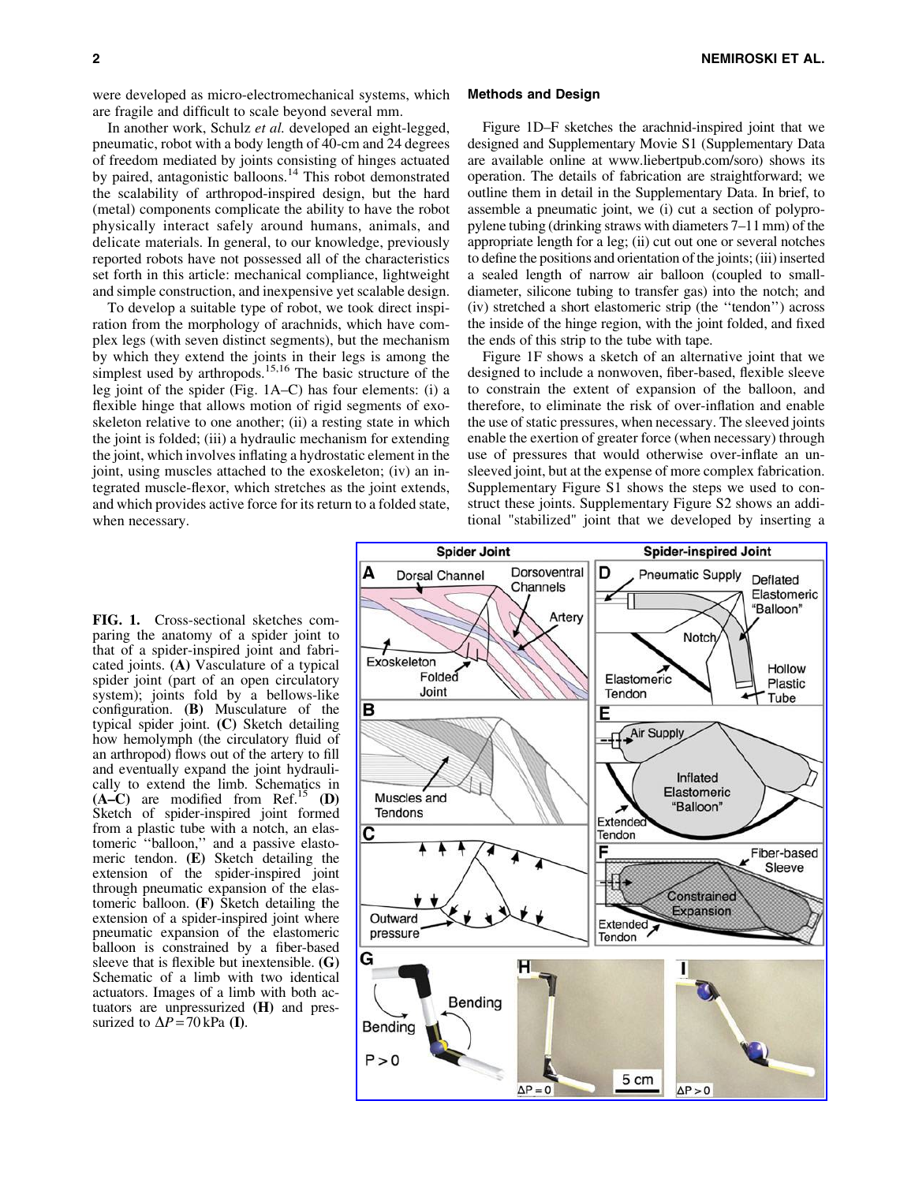were developed as micro-electromechanical systems, which are fragile and difficult to scale beyond several mm.

In another work, Schulz *et al.* developed an eight-legged, pneumatic, robot with a body length of 40-cm and 24 degrees of freedom mediated by joints consisting of hinges actuated by paired, antagonistic balloons.[14] This robot demonstrated the scalability of arthropod-inspired design, but the hard (metal) components complicate the ability to have the robot physically interact safely around humans, animals, and delicate materials. In general, to our knowledge, previously reported robots have not possessed all of the characteristics set forth in this article: mechanical compliance, lightweight and simple construction, and inexpensive yet scalable design.

To develop a suitable type of robot, we took direct inspiration from the morphology of arachnids, which have complex legs (with seven distinct segments), but the mechanism by which they extend the joints in their legs is among the simplest used by arthropods.[15,16] The basic structure of the leg joint of the spider (Fig. 1A–C) has four elements: (i) a flexible hinge that allows motion of rigid segments of exoskeleton relative to one another; (ii) a resting state in which the joint is folded; (iii) a hydraulic mechanism for extending the joint, which involves inflating a hydrostatic element in the joint, using muscles attached to the exoskeleton; (iv) an integrated muscle-flexor, which stretches as the joint extends, and which provides active force for its return to a folded state, when necessary.

## Methods and Design

Figure 1D–F sketches the arachnid-inspired joint that we designed and Supplementary Movie S1 (Supplementary Data are available online at www.liebertpub.com/soro) shows its operation. The details of fabrication are straightforward; we outline them in detail in the Supplementary Data. In brief, to assemble a pneumatic joint, we (i) cut a section of polypropylene tubing (drinking straws with diameters 7–11 mm) of the appropriate length for a leg; (ii) cut out one or several notches to define the positions and orientation of the joints; (iii) inserted a sealed length of narrow air balloon (coupled to small-diameter, silicone tubing to transfer gas) into the notch; and (iv) stretched a short elastomeric strip (the ''tendon'') across the inside of the hinge region, with the joint folded, and fixed the ends of this strip to the tube with tape.

Figure 1F shows a sketch of an alternative joint that we designed to include a nonwoven, fiber-based, flexible sleeve to constrain the extent of expansion of the balloon, and therefore, to eliminate the risk of over-inflation and enable the use of static pressures, when necessary. The sleeved joints enable the exertion of greater force (when necessary) through use of pressures that would otherwise over-inflate an unsleeved joint, but at the expense of more complex fabrication. Supplementary Figure S1 shows the steps we used to construct these joints. Supplementary Figure S2 shows an additional "stabilized" joint that we developed by inserting a

**FIG. 1.** Cross-sectional sketches comparing the anatomy of a spider joint to that of a spider-inspired joint and fabricated joints. **(A)** Vasculature of a typical spider joint (part of an open circulatory system); joints fold by a bellows-like configuration. **(B)** Musculature of the typical spider joint. **(C)** Sketch detailing how hemolymph (the circulatory fluid of an arthropod) flows out of the artery to fill and eventually expand the joint hydraulically to extend the limb. Schematics in **(A–C)** are modified from Ref.[15] **(D)** Sketch of spider-inspired joint formed from a plastic tube with a notch, an elastomeric ''balloon,'' and a passive elastomeric tendon. **(E)** Sketch detailing the extension of the spider-inspired joint through pneumatic expansion of the elastomeric balloon. **(F)** Sketch detailing the extension of a spider-inspired joint where pneumatic expansion of the elastomeric balloon is constrained by a fiber-based sleeve that is flexible but inextensible. **(G)** Schematic of a limb with two identical actuators. Images of a limb with both actuators are unpressurized **(H)** and pressurized to $\Delta P = 70$ kPa **(I)**.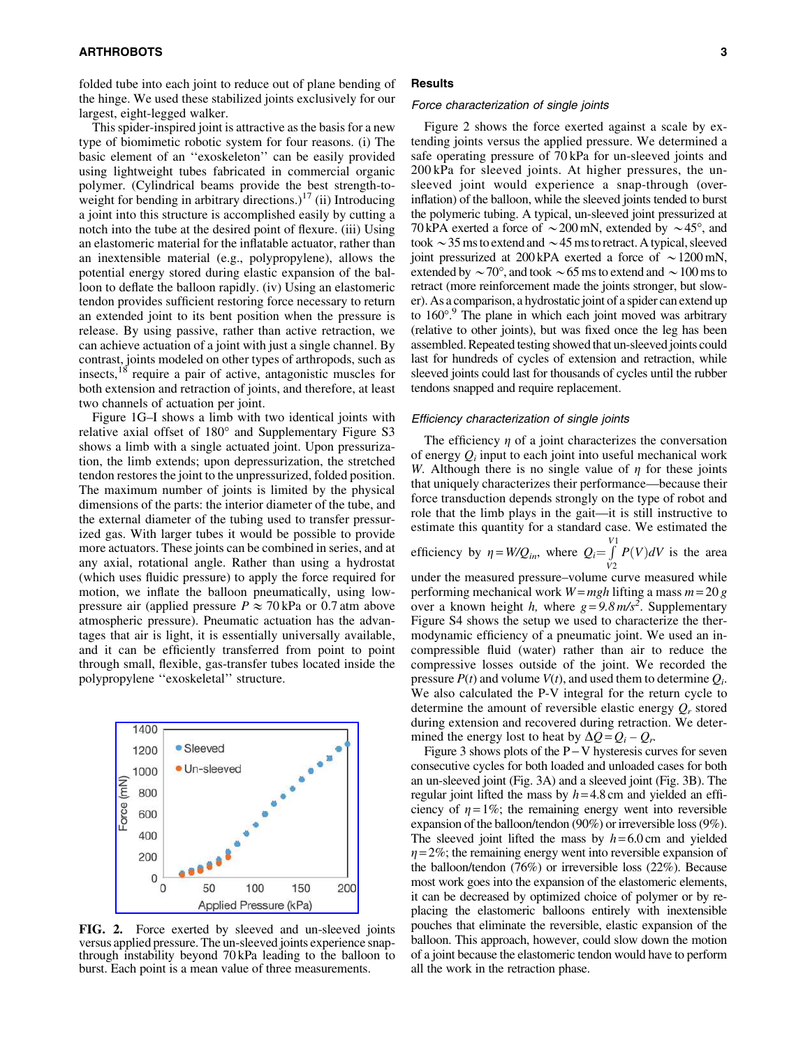folded tube into each joint to reduce out of plane bending of the hinge. We used these stabilized joints exclusively for our largest, eight-legged walker.

This spider-inspired joint is attractive as the basis for a new type of biomimetic robotic system for four reasons. (i) The basic element of an ''exoskeleton'' can be easily provided using lightweight tubes fabricated in commercial organic polymer. (Cylindrical beams provide the best strength-to-weight for bending in arbitrary directions.)[17] (ii) Introducing a joint into this structure is accomplished easily by cutting a notch into the tube at the desired point of flexure. (iii) Using an elastomeric material for the inflatable actuator, rather than an inextensible material (e.g., polypropylene), allows the potential energy stored during elastic expansion of the balloon to deflate the balloon rapidly. (iv) Using an elastomeric tendon provides sufficient restoring force necessary to return an extended joint to its bent position when the pressure is release. By using passive, rather than active retraction, we can achieve actuation of a joint with just a single channel. By contrast, joints modeled on other types of arthropods, such as insects,[18] require a pair of active, antagonistic muscles for both extension and retraction of joints, and therefore, at least two channels of actuation per joint.

Figure 1G–I shows a limb with two identical joints with relative axial offset of 180° and Supplementary Figure S3 shows a limb with a single actuated joint. Upon pressurization, the limb extends; upon depressurization, the stretched tendon restores the joint to its unpressurized, folded position. The maximum number of joints is limited by the physical dimensions of the parts: the interior diameter of the tube, and the external diameter of the tubing used to transfer pressurized gas. With larger tubes it would be possible to provide more actuators. These joints can be combined in series, and at any axial, rotational angle. Rather than using a hydrostat (which uses fluidic pressure) to apply the force required for motion, we inflate the balloon pneumatically, using low-pressure air (applied pressure $P \approx 70$ kPa or 0.7 atm above atmospheric pressure). Pneumatic actuation has the advantages that air is light, it is essentially universally available, and it can be efficiently transferred from point to point through small, flexible, gas-transfer tubes located inside the polypropylene ''exoskeletal'' structure.

**FIG. 2.** Force exerted by sleeved and un-sleeved joints versus applied pressure. The un-sleeved joints experience snap-through instability beyond 70 kPa leading to the balloon to burst. Each point is a mean value of three measurements.

## Results

### *Force characterization of single joints*

Figure 2 shows the force exerted against a scale by extending joints versus the applied pressure. We determined a safe operating pressure of 70 kPa for un-sleeved joints and 200 kPa for sleeved joints. At higher pressures, the un-sleeved joint would experience a snap-through (over-inflation) of the balloon, while the sleeved joints tended to burst the polymeric tubing. A typical, un-sleeved joint pressurized at 70 kPA exerted a force of ~200 mN, extended by ~45°, and took ~35 ms to extend and ~45 ms to retract. A typical, sleeved joint pressurized at 200 kPA exerted a force of ~1200 mN, extended by ~70°, and took ~65 ms to extend and ~100 ms to retract (more reinforcement made the joints stronger, but slower). As a comparison, a hydrostatic joint of a spider can extend up to 160°.[9] The plane in which each joint moved was arbitrary (relative to other joints), but was fixed once the leg has been assembled. Repeated testing showed that un-sleeved joints could last for hundreds of cycles of extension and retraction, while sleeved joints could last for thousands of cycles until the rubber tendons snapped and require replacement.

### *Efficiency characterization of single joints*

The efficiency $\eta$ of a joint characterizes the conversation of energy $Q_i$ input to each joint into useful mechanical work $W$. Although there is no single value of $\eta$ for these joints that uniquely characterizes their performance—because their force transduction depends strongly on the type of robot and role that the limb plays in the gait—it is still instructive to estimate this quantity for a standard case. We estimated the efficiency by $\eta = W/Q_{in}$, where $Q_i = \int_{V2}^{V1} P(V)dV$ is the area under the measured pressure–volume curve measured while performing mechanical work $W = mgh$ lifting a mass $m = 20\,g$ over a known height $h$, where $g = 9.8\,m/s^2$. Supplementary Figure S4 shows the setup we used to characterize the thermodynamic efficiency of a pneumatic joint. We used an incompressible fluid (water) rather than air to reduce the compressive losses outside of the joint. We recorded the pressure $P(t)$ and volume $V(t)$, and used them to determine $Q_i$. We also calculated the P-V integral for the return cycle to determine the amount of reversible elastic energy $Q_r$ stored during extension and recovered during retraction. We determined the energy lost to heat by $\Delta Q = Q_i - Q_r$.

Figure 3 shows plots of the P – V hysteresis curves for seven consecutive cycles for both loaded and unloaded cases for both an un-sleeved joint (Fig. 3A) and a sleeved joint (Fig. 3B). The regular joint lifted the mass by $h = 4.8$ cm and yielded an efficiency of $\eta = 1\%$; the remaining energy went into reversible expansion of the balloon/tendon (90%) or irreversible loss (9%). The sleeved joint lifted the mass by $h = 6.0$ cm and yielded $\eta = 2\%$; the remaining energy went into reversible expansion of the balloon/tendon (76%) or irreversible loss (22%). Because most work goes into the expansion of the elastomeric elements, it can be decreased by optimized choice of polymer or by replacing the elastomeric balloons entirely with inextensible pouches that eliminate the reversible, elastic expansion of the balloon. This approach, however, could slow down the motion of a joint because the elastomeric tendon would have to perform all the work in the retraction phase.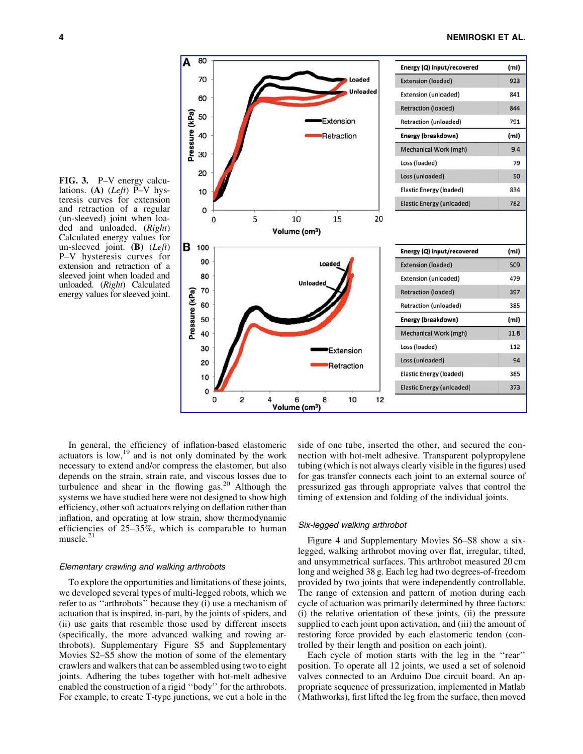| Energy (Q) input/recovered | (mJ) |
|---|---|
| Extension (loaded) | 923 |
| Extension (unloaded) | 841 |
| Retraction (loaded) | 844 |
| Retraction (unloaded) | 791 |
| **Energy (breakdown)** | **(mJ)** |
| Mechanical Work (mgh) | 9.4 |
| Loss (loaded) | 79 |
| Loss (unloaded) | 50 |
| Elastic Energy (loaded) | 834 |
| Elastic Energy (unloaded) | 782 |

| Energy (Q) input/recovered | (mJ) |
|---|---|
| Extension (loaded) | 509 |
| Extension (unloaded) | 479 |
| Retraction (loaded) | 397 |
| Retraction (unloaded) | 385 |
| **Energy (breakdown)** | **(mJ)** |
| Mechanical Work (mgh) | 11.8 |
| Loss (loaded) | 112 |
| Loss (unloaded) | 94 |
| Elastic Energy (loaded) | 385 |
| Elastic Energy (unloaded) | 373 |

**FIG. 3.** P–V energy calculations. **(A)** (*Left*) P–V hysteresis curves for extension and retraction of a regular (un-sleeved) joint when loaded and unloaded. (*Right*) Calculated energy values for un-sleeved joint. **(B)** (*Left*) P–V hysteresis curves for extension and retraction of a sleeved joint when loaded and unloaded. (*Right*) Calculated energy values for sleeved joint.

In general, the efficiency of inflation-based elastomeric actuators is low,[19] and is not only dominated by the work necessary to extend and/or compress the elastomer, but also depends on the strain, strain rate, and viscous losses due to turbulence and shear in the flowing gas.[20] Although the systems we have studied here were not designed to show high efficiency, other soft actuators relying on deflation rather than inflation, and operating at low strain, show thermodynamic efficiencies of 25–35%, which is comparable to human muscle.[21]

### Elementary crawling and walking arthrobots

To explore the opportunities and limitations of these joints, we developed several types of multi-legged robots, which we refer to as ''arthrobots'' because they (i) use a mechanism of actuation that is inspired, in-part, by the joints of spiders, and (ii) use gaits that resemble those used by different insects (specifically, the more advanced walking and rowing arthrobots). Supplementary Figure S5 and Supplementary Movies S2–S5 show the motion of some of the elementary crawlers and walkers that can be assembled using two to eight joints. Adhering the tubes together with hot-melt adhesive enabled the construction of a rigid ''body'' for the arthrobots. For example, to create T-type junctions, we cut a hole in the side of one tube, inserted the other, and secured the connection with hot-melt adhesive. Transparent polypropylene tubing (which is not always clearly visible in the figures) used for gas transfer connects each joint to an external source of pressurized gas through appropriate valves that control the timing of extension and folding of the individual joints.

### Six-legged walking arthrobot

Figure 4 and Supplementary Movies S6–S8 show a six-legged, walking arthrobot moving over flat, irregular, tilted, and unsymmetrical surfaces. This arthrobot measured 20 cm long and weighed 38 g. Each leg had two degrees-of-freedom provided by two joints that were independently controllable. The range of extension and pattern of motion during each cycle of actuation was primarily determined by three factors: (i) the relative orientation of these joints, (ii) the pressure supplied to each joint upon activation, and (iii) the amount of restoring force provided by each elastomeric tendon (controlled by their length and position on each joint).

Each cycle of motion starts with the leg in the ''rear'' position. To operate all 12 joints, we used a set of solenoid valves connected to an Arduino Due circuit board. An appropriate sequence of pressurization, implemented in Matlab (Mathworks), first lifted the leg from the surface, then moved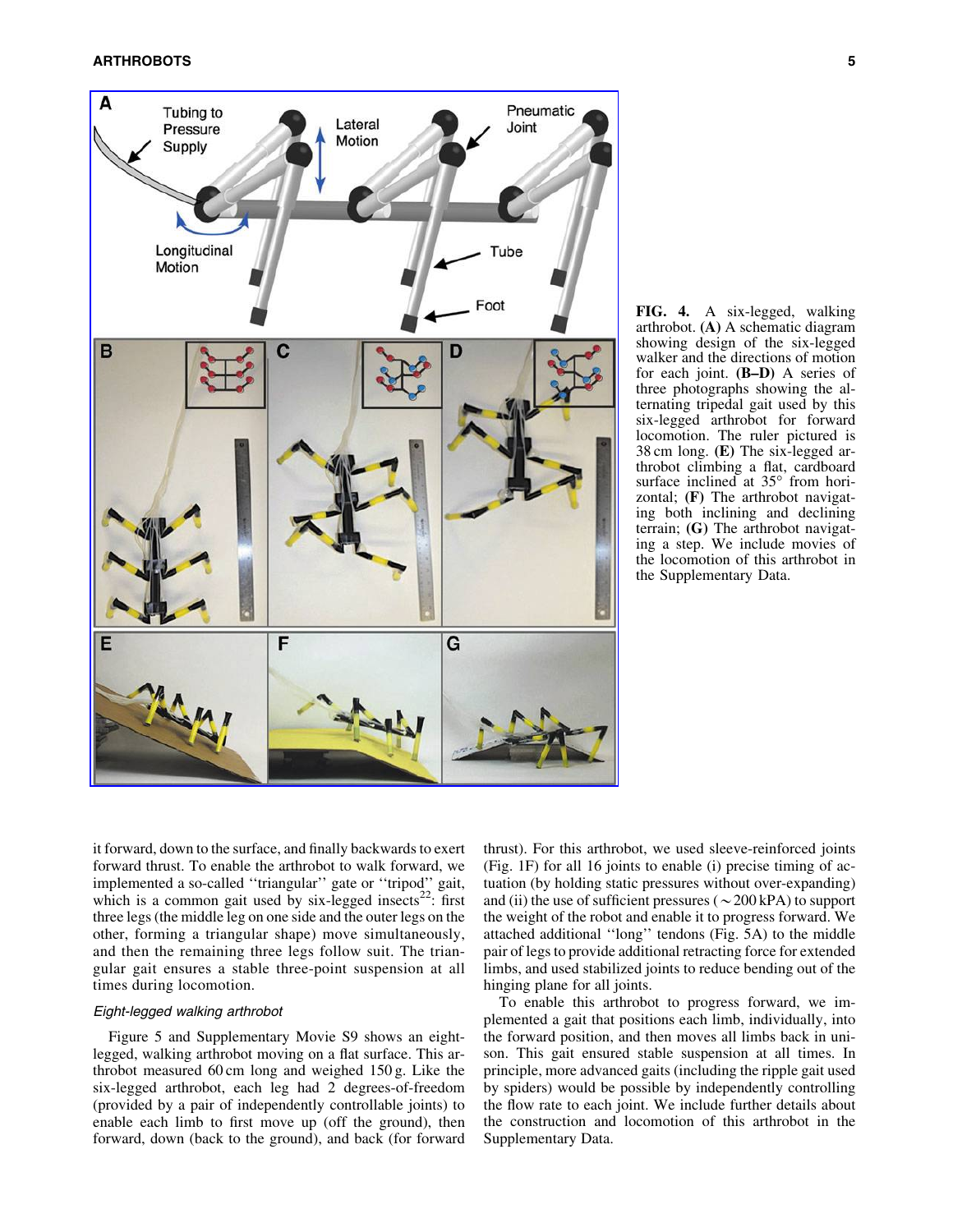**FIG. 4.** A six-legged, walking arthrobot. **(A)** A schematic diagram showing design of the six-legged walker and the directions of motion for each joint. **(B–D)** A series of three photographs showing the alternating tripedal gait used by this six-legged arthrobot for forward locomotion. The ruler pictured is 38 cm long. **(E)** The six-legged arthrobot climbing a flat, cardboard surface inclined at 35° from horizontal; **(F)** The arthrobot navigating both inclining and declining terrain; **(G)** The arthrobot navigating a step. We include movies of the locomotion of this arthrobot in the Supplementary Data.

it forward, down to the surface, and finally backwards to exert forward thrust. To enable the arthrobot to walk forward, we implemented a so-called ''triangular'' gate or ''tripod'' gait, which is a common gait used by six-legged insects[22]: first three legs (the middle leg on one side and the outer legs on the other, forming a triangular shape) move simultaneously, and then the remaining three legs follow suit. The triangular gait ensures a stable three-point suspension at all times during locomotion.

### *Eight-legged walking arthrobot*

Figure 5 and Supplementary Movie S9 shows an eight-legged, walking arthrobot moving on a flat surface. This arthrobot measured 60 cm long and weighed 150 g. Like the six-legged arthrobot, each leg had 2 degrees-of-freedom (provided by a pair of independently controllable joints) to enable each limb to first move up (off the ground), then forward, down (back to the ground), and back (for forward thrust). For this arthrobot, we used sleeve-reinforced joints (Fig. 1F) for all 16 joints to enable (i) precise timing of actuation (by holding static pressures without over-expanding) and (ii) the use of sufficient pressures ($\sim$200 kPA) to support the weight of the robot and enable it to progress forward. We attached additional ''long'' tendons (Fig. 5A) to the middle pair of legs to provide additional retracting force for extended limbs, and used stabilized joints to reduce bending out of the hinging plane for all joints.

To enable this arthrobot to progress forward, we implemented a gait that positions each limb, individually, into the forward position, and then moves all limbs back in unison. This gait ensured stable suspension at all times. In principle, more advanced gaits (including the ripple gait used by spiders) would be possible by independently controlling the flow rate to each joint. We include further details about the construction and locomotion of this arthrobot in the Supplementary Data.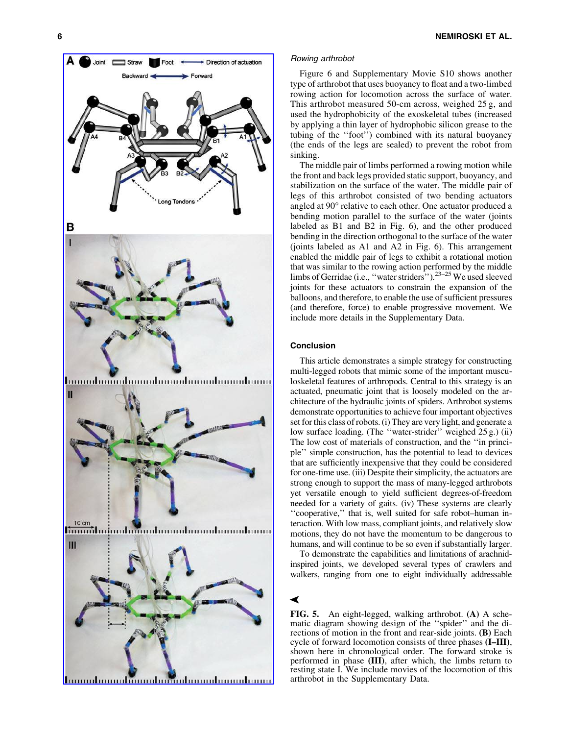A Joint Straw Foot Direction of actuation

Backward Forward

A4 B4 B1 A1

A3 B3 B2 A2

Long Tendons

B

I

II

10 cm

III

### Rowing arthrobot

Figure 6 and Supplementary Movie S10 shows another type of arthrobot that uses buoyancy to float and a two-limbed rowing action for locomotion across the surface of water. This arthrobot measured 50-cm across, weighed 25 g, and used the hydrophobicity of the exoskeletal tubes (increased by applying a thin layer of hydrophobic silicon grease to the tubing of the ''foot'') combined with its natural buoyancy (the ends of the legs are sealed) to prevent the robot from sinking.

The middle pair of limbs performed a rowing motion while the front and back legs provided static support, buoyancy, and stabilization on the surface of the water. The middle pair of legs of this arthrobot consisted of two bending actuators angled at 90° relative to each other. One actuator produced a bending motion parallel to the surface of the water (joints labeled as B1 and B2 in Fig. 6), and the other produced bending in the direction orthogonal to the surface of the water (joints labeled as A1 and A2 in Fig. 6). This arrangement enabled the middle pair of legs to exhibit a rotational motion that was similar to the rowing action performed by the middle limbs of Gerridae (i.e., ''water striders'').[23–25] We used sleeved joints for these actuators to constrain the expansion of the balloons, and therefore, to enable the use of sufficient pressures (and therefore, force) to enable progressive movement. We include more details in the Supplementary Data.

## Conclusion

This article demonstrates a simple strategy for constructing multi-legged robots that mimic some of the important musculoskeletal features of arthropods. Central to this strategy is an actuated, pneumatic joint that is loosely modeled on the architecture of the hydraulic joints of spiders. Arthrobot systems demonstrate opportunities to achieve four important objectives set for this class of robots. (i) They are very light, and generate a low surface loading. (The ''water-strider'' weighed 25 g.) (ii) The low cost of materials of construction, and the ''in principle'' simple construction, has the potential to lead to devices that are sufficiently inexpensive that they could be considered for one-time use. (iii) Despite their simplicity, the actuators are strong enough to support the mass of many-legged arthrobots yet versatile enough to yield sufficient degrees-of-freedom needed for a variety of gaits. (iv) These systems are clearly ''cooperative,'' that is, well suited for safe robot–human interaction. With low mass, compliant joints, and relatively slow motions, they do not have the momentum to be dangerous to humans, and will continue to be so even if substantially larger.

To demonstrate the capabilities and limitations of arachnid-inspired joints, we developed several types of crawlers and walkers, ranging from one to eight individually addressable

**FIG. 5.** An eight-legged, walking arthrobot. **(A)** A schematic diagram showing design of the ''spider'' and the directions of motion in the front and rear-side joints. **(B)** Each cycle of forward locomotion consists of three phases **(I–III)**, shown here in chronological order. The forward stroke is performed in phase **(III)**, after which, the limbs return to resting state I. We include movies of the locomotion of this arthrobot in the Supplementary Data.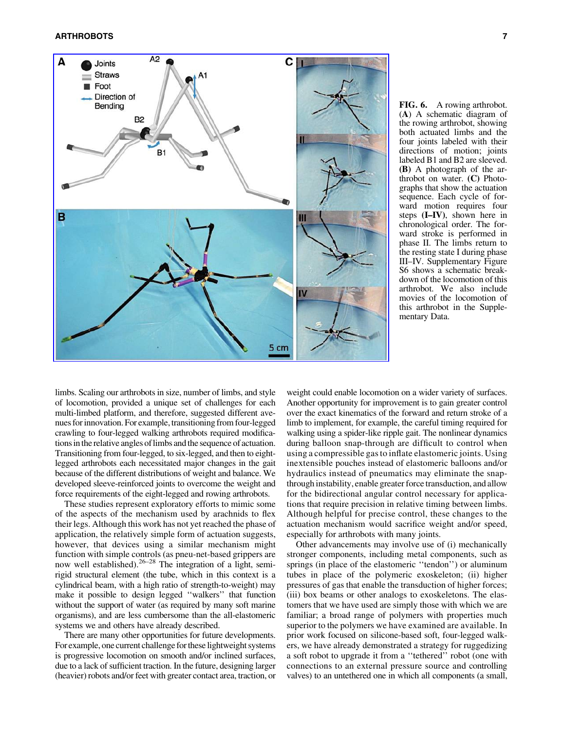FIG. 6. A rowing arthrobot. (**A**) A schematic diagram of the rowing arthrobot, showing both actuated limbs and the four joints labeled with their directions of motion; joints labeled B1 and B2 are sleeved. (**B**) A photograph of the arthrobot on water. (**C**) Photographs that show the actuation sequence. Each cycle of forward motion requires four steps (**I–IV**), shown here in chronological order. The forward stroke is performed in phase II. The limbs return to the resting state I during phase III–IV. Supplementary Figure S6 shows a schematic breakdown of the locomotion of this arthrobot. We also include movies of the locomotion of this arthrobot in the Supplementary Data.

limbs. Scaling our arthrobots in size, number of limbs, and style of locomotion, provided a unique set of challenges for each multi-limbed platform, and therefore, suggested different avenues for innovation. For example, transitioning from four-legged crawling to four-legged walking arthrobots required modifications in the relative angles of limbs and the sequence of actuation. Transitioning from four-legged, to six-legged, and then to eight-legged arthrobots each necessitated major changes in the gait because of the different distributions of weight and balance. We developed sleeve-reinforced joints to overcome the weight and force requirements of the eight-legged and rowing arthrobots.

These studies represent exploratory efforts to mimic some of the aspects of the mechanism used by arachnids to flex their legs. Although this work has not yet reached the phase of application, the relatively simple form of actuation suggests, however, that devices using a similar mechanism might function with simple controls (as pneu-net-based grippers are now well established).[26–28] The integration of a light, semi-rigid structural element (the tube, which in this context is a cylindrical beam, with a high ratio of strength-to-weight) may make it possible to design legged "walkers" that function without the support of water (as required by many soft marine organisms), and are less cumbersome than the all-elastomeric systems we and others have already described.

There are many other opportunities for future developments. For example, one current challenge for these lightweight systems is progressive locomotion on smooth and/or inclined surfaces, due to a lack of sufficient traction. In the future, designing larger (heavier) robots and/or feet with greater contact area, traction, or weight could enable locomotion on a wider variety of surfaces. Another opportunity for improvement is to gain greater control over the exact kinematics of the forward and return stroke of a limb to implement, for example, the careful timing required for walking using a spider-like ripple gait. The nonlinear dynamics during balloon snap-through are difficult to control when using a compressible gas to inflate elastomeric joints. Using inextensible pouches instead of elastomeric balloons and/or hydraulics instead of pneumatics may eliminate the snap-through instability, enable greater force transduction, and allow for the bidirectional angular control necessary for applications that require precision in relative timing between limbs. Although helpful for precise control, these changes to the actuation mechanism would sacrifice weight and/or speed, especially for arthrobots with many joints.

Other advancements may involve use of (i) mechanically stronger components, including metal components, such as springs (in place of the elastomeric "tendon") or aluminum tubes in place of the polymeric exoskeleton; (ii) higher pressures of gas that enable the transduction of higher forces; (iii) box beams or other analogs to exoskeletons. The elastomers that we have used are simply those with which we are familiar; a broad range of polymers with properties much superior to the polymers we have examined are available. In prior work focused on silicone-based soft, four-legged walkers, we have already demonstrated a strategy for ruggedizing a soft robot to upgrade it from a "tethered" robot (one with connections to an external pressure source and controlling valves) to an untethered one in which all components (a small,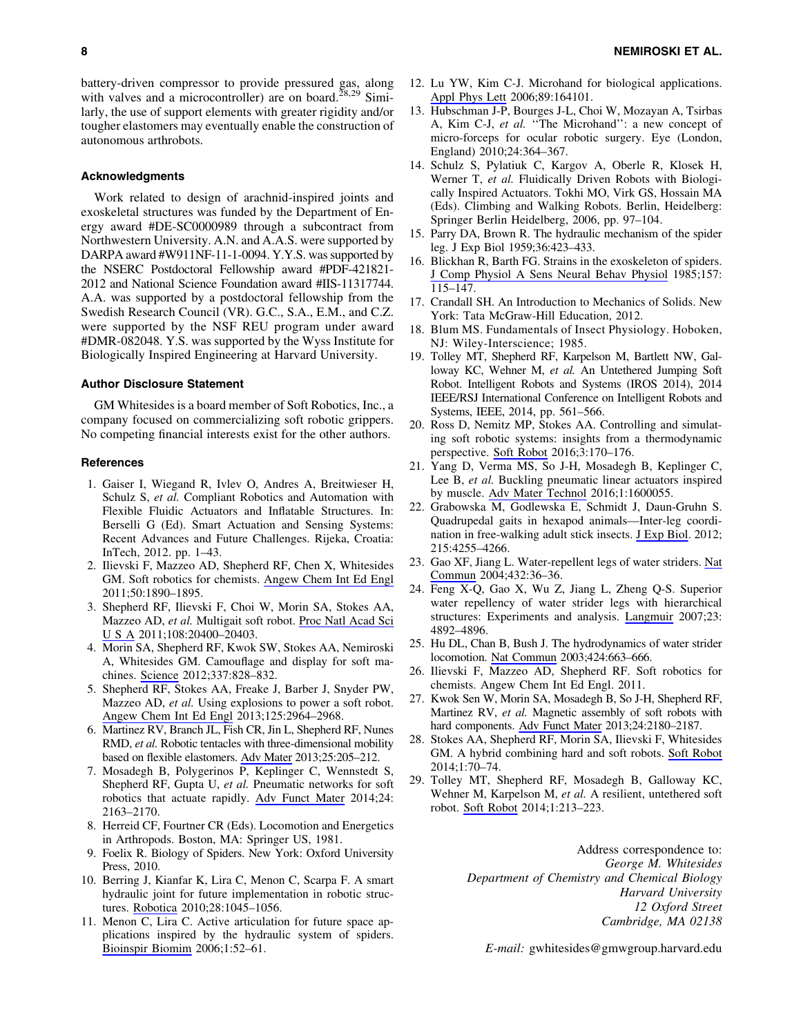battery-driven compressor to provide pressured gas, along with valves and a microcontroller) are on board.[28,29] Similarly, the use of support elements with greater rigidity and/or tougher elastomers may eventually enable the construction of autonomous arthrobots.

### Acknowledgments

Work related to design of arachnid-inspired joints and exoskeletal structures was funded by the Department of Energy award #DE-SC0000989 through a subcontract from Northwestern University. A.N. and A.A.S. were supported by DARPA award #W911NF-11-1-0094. Y.Y.S. was supported by the NSERC Postdoctoral Fellowship award #PDF-421821-2012 and National Science Foundation award #IIS-11317744. A.A. was supported by a postdoctoral fellowship from the Swedish Research Council (VR). G.C., S.A., E.M., and C.Z. were supported by the NSF REU program under award #DMR-082048. Y.S. was supported by the Wyss Institute for Biologically Inspired Engineering at Harvard University.

### Author Disclosure Statement

GM Whitesides is a board member of Soft Robotics, Inc., a company focused on commercializing soft robotic grippers. No competing financial interests exist for the other authors.

### References

1. Gaiser I, Wiegand R, Ivlev O, Andres A, Breitwieser H, Schulz S, *et al.* Compliant Robotics and Automation with Flexible Fluidic Actuators and Inflatable Structures. In: Berselli G (Ed). Smart Actuation and Sensing Systems: Recent Advances and Future Challenges. Rijeka, Croatia: InTech, 2012. pp. 1–43.
2. Ilievski F, Mazzeo AD, Shepherd RF, Chen X, Whitesides GM. Soft robotics for chemists. Angew Chem Int Ed Engl 2011;50:1890–1895.
3. Shepherd RF, Ilievski F, Choi W, Morin SA, Stokes AA, Mazzeo AD, *et al.* Multigait soft robot. Proc Natl Acad Sci U S A 2011;108:20400–20403.
4. Morin SA, Shepherd RF, Kwok SW, Stokes AA, Nemiroski A, Whitesides GM. Camouflage and display for soft machines. Science 2012;337:828–832.
5. Shepherd RF, Stokes AA, Freake J, Barber J, Snyder PW, Mazzeo AD, *et al.* Using explosions to power a soft robot. Angew Chem Int Ed Engl 2013;125:2964–2968.
6. Martinez RV, Branch JL, Fish CR, Jin L, Shepherd RF, Nunes RMD, *et al.* Robotic tentacles with three-dimensional mobility based on flexible elastomers. Adv Mater 2013;25:205–212.
7. Mosadegh B, Polygerinos P, Keplinger C, Wennstedt S, Shepherd RF, Gupta U, *et al.* Pneumatic networks for soft robotics that actuate rapidly. Adv Funct Mater 2014;24:2163–2170.
8. Herreid CF, Fourtner CR (Eds). Locomotion and Energetics in Arthropods. Boston, MA: Springer US, 1981.
9. Foelix R. Biology of Spiders. New York: Oxford University Press, 2010.
10. Berring J, Kianfar K, Lira C, Menon C, Scarpa F. A smart hydraulic joint for future implementation in robotic structures. Robotica 2010;28:1045–1056.
11. Menon C, Lira C. Active articulation for future space applications inspired by the hydraulic system of spiders. Bioinspir Biomim 2006;1:52–61.
12. Lu YW, Kim C-J. Microhand for biological applications. Appl Phys Lett 2006;89:164101.
13. Hubschman J-P, Bourges J-L, Choi W, Mozayan A, Tsirbas A, Kim C-J, *et al.* ''The Microhand'': a new concept of micro-forceps for ocular robotic surgery. Eye (London, England) 2010;24:364–367.
14. Schulz S, Pylatiuk C, Kargov A, Oberle R, Klosek H, Werner T, *et al.* Fluidically Driven Robots with Biologically Inspired Actuators. Tokhi MO, Virk GS, Hossain MA (Eds). Climbing and Walking Robots. Berlin, Heidelberg: Springer Berlin Heidelberg, 2006, pp. 97–104.
15. Parry DA, Brown R. The hydraulic mechanism of the spider leg. J Exp Biol 1959;36:423–433.
16. Blickhan R, Barth FG. Strains in the exoskeleton of spiders. J Comp Physiol A Sens Neural Behav Physiol 1985;157:115–147.
17. Crandall SH. An Introduction to Mechanics of Solids. New York: Tata McGraw-Hill Education, 2012.
18. Blum MS. Fundamentals of Insect Physiology. Hoboken, NJ: Wiley-Interscience; 1985.
19. Tolley MT, Shepherd RF, Karpelson M, Bartlett NW, Galloway KC, Wehner M, *et al.* An Untethered Jumping Soft Robot. Intelligent Robots and Systems (IROS 2014), 2014 IEEE/RSJ International Conference on Intelligent Robots and Systems, IEEE, 2014, pp. 561–566.
20. Ross D, Nemitz MP, Stokes AA. Controlling and simulating soft robotic systems: insights from a thermodynamic perspective. Soft Robot 2016;3:170–176.
21. Yang D, Verma MS, So J-H, Mosadegh B, Keplinger C, Lee B, *et al.* Buckling pneumatic linear actuators inspired by muscle. Adv Mater Technol 2016;1:1600055.
22. Grabowska M, Godlewska E, Schmidt J, Daun-Gruhn S. Quadrupedal gaits in hexapod animals—Inter-leg coordination in free-walking adult stick insects. J Exp Biol. 2012;215:4255–4266.
23. Gao XF, Jiang L. Water-repellent legs of water striders. Nat Commun 2004;432:36–36.
24. Feng X-Q, Gao X, Wu Z, Jiang L, Zheng Q-S. Superior water repellency of water strider legs with hierarchical structures: Experiments and analysis. Langmuir 2007;23:4892–4896.
25. Hu DL, Chan B, Bush J. The hydrodynamics of water strider locomotion. Nat Commun 2003;424:663–666.
26. Ilievski F, Mazzeo AD, Shepherd RF. Soft robotics for chemists. Angew Chem Int Ed Engl. 2011.
27. Kwok Sen W, Morin SA, Mosadegh B, So J-H, Shepherd RF, Martinez RV, *et al.* Magnetic assembly of soft robots with hard components. Adv Funct Mater 2013;24:2180–2187.
28. Stokes AA, Shepherd RF, Morin SA, Ilievski F, Whitesides GM. A hybrid combining hard and soft robots. Soft Robot 2014;1:70–74.
29. Tolley MT, Shepherd RF, Mosadegh B, Galloway KC, Wehner M, Karpelson M, *et al.* A resilient, untethered soft robot. Soft Robot 2014;1:213–223.

Address correspondence to:
*George M. Whitesides*
*Department of Chemistry and Chemical Biology*
*Harvard University*
*12 Oxford Street*
*Cambridge, MA 02138*

*E-mail:* gwhitesides@gmwgroup.harvard.edu